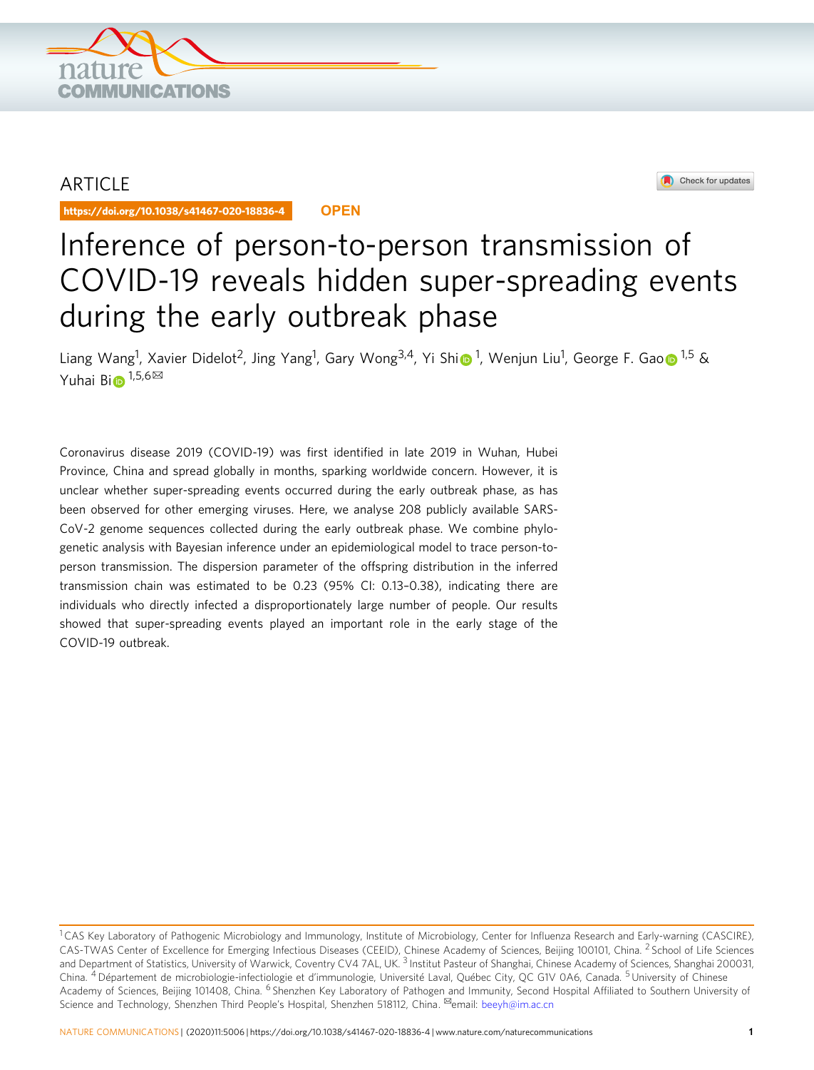ARTICLE

https://doi.org/10.1038/s41467-020-18836-4 OPEN

# Inference of person-to-person transmission of COVID-19 reveals hidden super-spreading events during the early outbreak phase

Liang Wang[1], Xavier Didelot[2], Jing Yang[1], Gary Wong[3,4], Yi Shi[1], Wenjun Liu[1], George F. Gao[1,5] & Yuhai Bi[1,5,6✉]

Coronavirus disease 2019 (COVID-19) was first identified in late 2019 in Wuhan, Hubei Province, China and spread globally in months, sparking worldwide concern. However, it is unclear whether super-spreading events occurred during the early outbreak phase, as has been observed for other emerging viruses. Here, we analyse 208 publicly available SARS-CoV-2 genome sequences collected during the early outbreak phase. We combine phylogenetic analysis with Bayesian inference under an epidemiological model to trace person-to-person transmission. The dispersion parameter of the offspring distribution in the inferred transmission chain was estimated to be 0.23 (95% CI: 0.13–0.38), indicating there are individuals who directly infected a disproportionately large number of people. Our results showed that super-spreading events played an important role in the early stage of the COVID-19 outbreak.

---

[1] CAS Key Laboratory of Pathogenic Microbiology and Immunology, Institute of Microbiology, Center for Influenza Research and Early-warning (CASCIRE), CAS-TWAS Center of Excellence for Emerging Infectious Diseases (CEEID), Chinese Academy of Sciences, Beijing 100101, China. [2] School of Life Sciences and Department of Statistics, University of Warwick, Coventry CV4 7AL, UK. [3] Institut Pasteur of Shanghai, Chinese Academy of Sciences, Shanghai 200031, China. [4] Département de microbiologie-infectiologie et d'immunologie, Université Laval, Québec City, QC G1V 0A6, Canada. [5] University of Chinese Academy of Sciences, Beijing 101408, China. [6] Shenzhen Key Laboratory of Pathogen and Immunity, Second Hospital Affiliated to Southern University of Science and Technology, Shenzhen Third People's Hospital, Shenzhen 518112, China. ✉email: beeyh@im.ac.cn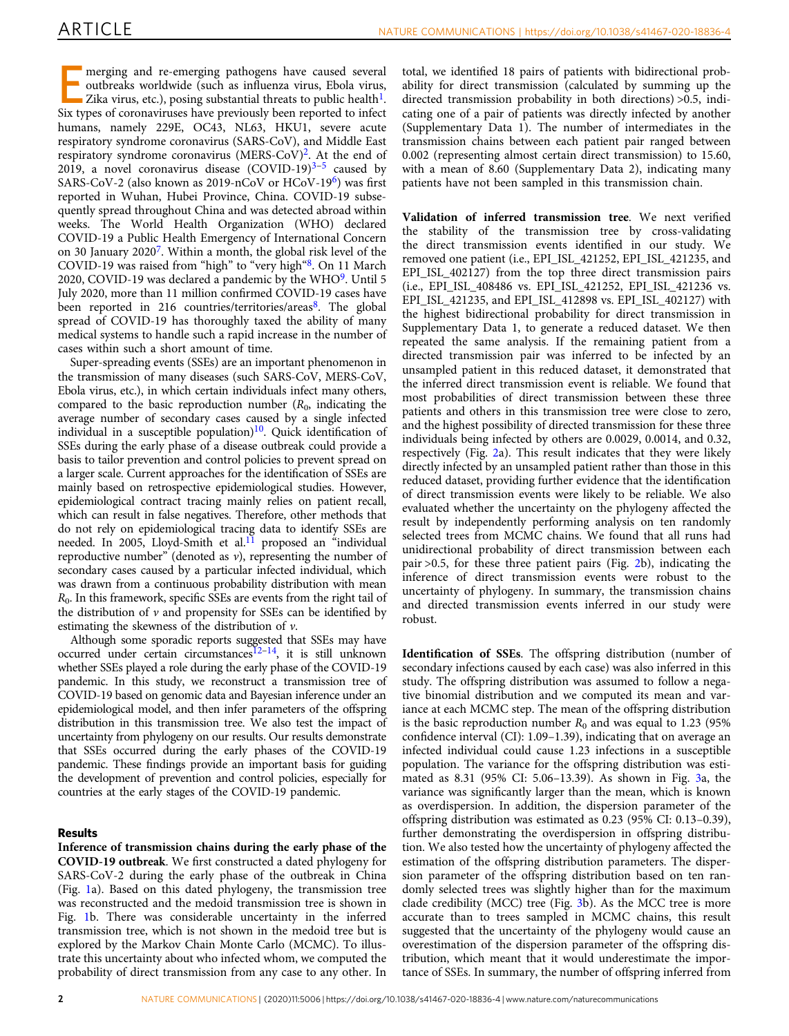Emerging and re-emerging pathogens have caused several outbreaks worldwide (such as influenza virus, Ebola virus, Zika virus, etc.), posing substantial threats to public health[1]. Six types of coronaviruses have previously been reported to infect humans, namely 229E, OC43, NL63, HKU1, severe acute respiratory syndrome coronavirus (SARS-CoV), and Middle East respiratory syndrome coronavirus (MERS-CoV)[2]. At the end of 2019, a novel coronavirus disease (COVID-19)[3–5] caused by SARS-CoV-2 (also known as 2019-nCoV or HCoV-19[6]) was first reported in Wuhan, Hubei Province, China. COVID-19 subsequently spread throughout China and was detected abroad within weeks. The World Health Organization (WHO) declared COVID-19 a Public Health Emergency of International Concern on 30 January 2020[7]. Within a month, the global risk level of the COVID-19 was raised from "high" to "very high"[8]. On 11 March 2020, COVID-19 was declared a pandemic by the WHO[9]. Until 5 July 2020, more than 11 million confirmed COVID-19 cases have been reported in 216 countries/territories/areas[8]. The global spread of COVID-19 has thoroughly taxed the ability of many medical systems to handle such a rapid increase in the number of cases within such a short amount of time.

Super-spreading events (SSEs) are an important phenomenon in the transmission of many diseases (such SARS-CoV, MERS-CoV, Ebola virus, etc.), in which certain individuals infect many others, compared to the basic reproduction number ($R_0$, indicating the average number of secondary cases caused by a single infected individual in a susceptible population)[10]. Quick identification of SSEs during the early phase of a disease outbreak could provide a basis to tailor prevention and control policies to prevent spread on a larger scale. Current approaches for the identification of SSEs are mainly based on retrospective epidemiological studies. However, epidemiological contract tracing mainly relies on patient recall, which can result in false negatives. Therefore, other methods that do not rely on epidemiological tracing data to identify SSEs are needed. In 2005, Lloyd-Smith et al.[11] proposed an "individual reproductive number" (denoted as $v$), representing the number of secondary cases caused by a particular infected individual, which was drawn from a continuous probability distribution with mean $R_0$. In this framework, specific SSEs are events from the right tail of the distribution of $v$ and propensity for SSEs can be identified by estimating the skewness of the distribution of $v$.

Although some sporadic reports suggested that SSEs may have occurred under certain circumstances[12–14], it is still unknown whether SSEs played a role during the early phase of the COVID-19 pandemic. In this study, we reconstruct a transmission tree of COVID-19 based on genomic data and Bayesian inference under an epidemiological model, and then infer parameters of the offspring distribution in this transmission tree. We also test the impact of uncertainty from phylogeny on our results. Our results demonstrate that SSEs occurred during the early phases of the COVID-19 pandemic. These findings provide an important basis for guiding the development of prevention and control policies, especially for countries at the early stages of the COVID-19 pandemic.

## Results

**Inference of transmission chains during the early phase of the COVID-19 outbreak**. We first constructed a dated phylogeny for SARS-CoV-2 during the early phase of the outbreak in China (Fig. 1a). Based on this dated phylogeny, the transmission tree was reconstructed and the medoid transmission tree is shown in Fig. 1b. There was considerable uncertainty in the inferred transmission tree, which is not shown in the medoid tree but is explored by the Markov Chain Monte Carlo (MCMC). To illustrate this uncertainty about who infected whom, we computed the probability of direct transmission from any case to any other. In total, we identified 18 pairs of patients with bidirectional probability for direct transmission (calculated by summing up the directed transmission probability in both directions) >0.5, indicating one of a pair of patients was directly infected by another (Supplementary Data 1). The number of intermediates in the transmission chains between each patient pair ranged between 0.002 (representing almost certain direct transmission) to 15.60, with a mean of 8.60 (Supplementary Data 2), indicating many patients have not been sampled in this transmission chain.

**Validation of inferred transmission tree**. We next verified the stability of the transmission tree by cross-validating the direct transmission events identified in our study. We removed one patient (i.e., EPI_ISL_421252, EPI_ISL_421235, and EPI_ISL_402127) from the top three direct transmission pairs (i.e., EPI_ISL_408486 vs. EPI_ISL_421252, EPI_ISL_421236 vs. EPI_ISL_421235, and EPI_ISL_412898 vs. EPI_ISL_402127) with the highest bidirectional probability for direct transmission in Supplementary Data 1, to generate a reduced dataset. We then repeated the same analysis. If the remaining patient from a directed transmission pair was inferred to be infected by an unsampled patient in this reduced dataset, it demonstrated that the inferred direct transmission event is reliable. We found that most probabilities of direct transmission between these three patients and others in this transmission tree were close to zero, and the highest possibility of directed transmission for these three individuals being infected by others are 0.0029, 0.0014, and 0.32, respectively (Fig. 2a). This result indicates that they were likely directly infected by an unsampled patient rather than those in this reduced dataset, providing further evidence that the identification of direct transmission events were likely to be reliable. We also evaluated whether the uncertainty on the phylogeny affected the result by independently performing analysis on ten randomly selected trees from MCMC chains. We found that all runs had unidirectional probability of direct transmission between each pair >0.5, for these three patient pairs (Fig. 2b), indicating the inference of direct transmission events were robust to the uncertainty of phylogeny. In summary, the transmission chains and directed transmission events inferred in our study were robust.

**Identification of SSEs**. The offspring distribution (number of secondary infections caused by each case) was also inferred in this study. The offspring distribution was assumed to follow a negative binomial distribution and we computed its mean and variance at each MCMC step. The mean of the offspring distribution is the basic reproduction number $R_0$ and was equal to 1.23 (95% confidence interval (CI): 1.09–1.39), indicating that on average an infected individual could cause 1.23 infections in a susceptible population. The variance for the offspring distribution was estimated as 8.31 (95% CI: 5.06–13.39). As shown in Fig. 3a, the variance was significantly larger than the mean, which is known as overdispersion. In addition, the dispersion parameter of the offspring distribution was estimated as 0.23 (95% CI: 0.13–0.39), further demonstrating the overdispersion in offspring distribution. We also tested how the uncertainty of phylogeny affected the estimation of the offspring distribution parameters. The dispersion parameter of the offspring distribution based on ten randomly selected trees was slightly higher than for the maximum clade credibility (MCC) tree (Fig. 3b). As the MCC tree is more accurate than to trees sampled in MCMC chains, this result suggested that the uncertainty of the phylogeny would cause an overestimation of the dispersion parameter of the offspring distribution, which meant that it would underestimate the importance of SSEs. In summary, the number of offspring inferred from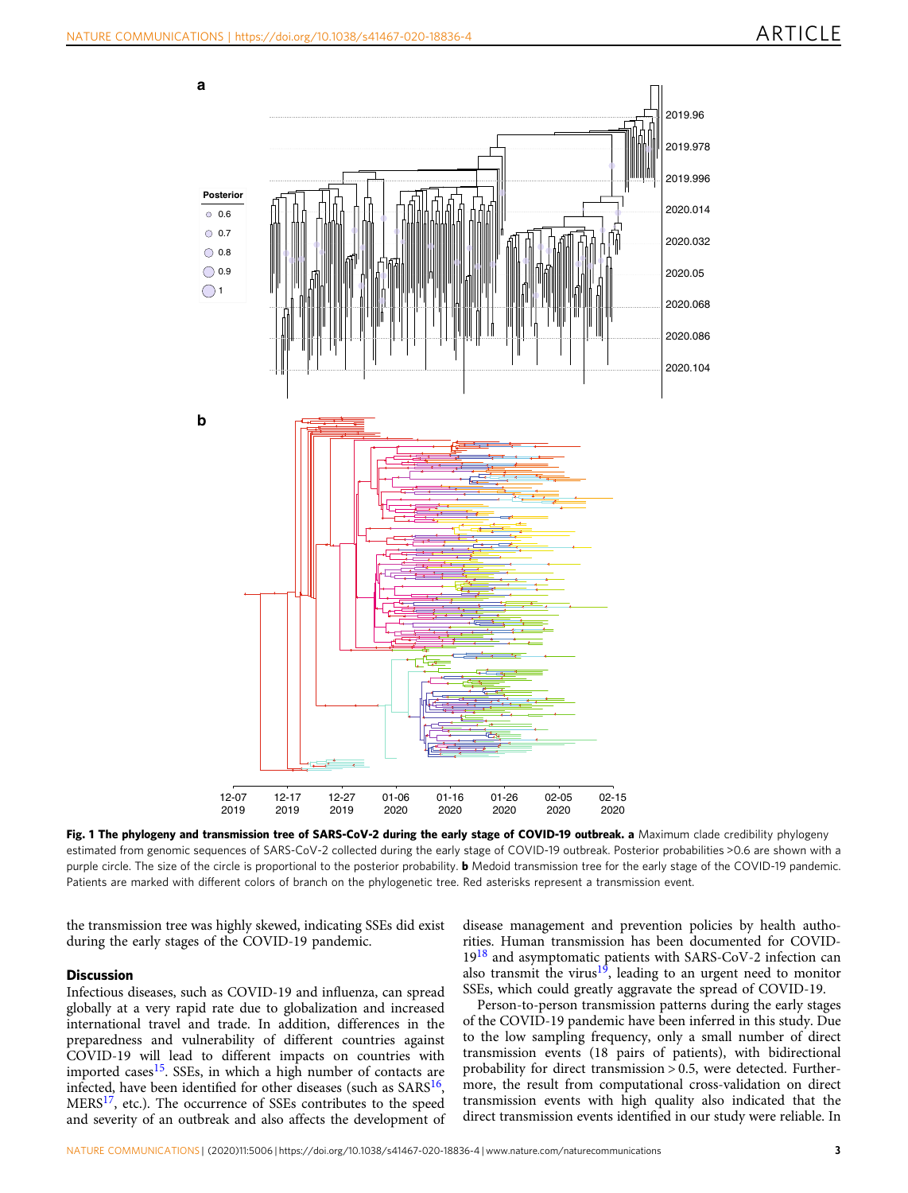**Fig. 1 The phylogeny and transmission tree of SARS-CoV-2 during the early stage of COVID-19 outbreak. a** Maximum clade credibility phylogeny estimated from genomic sequences of SARS-CoV-2 collected during the early stage of COVID-19 outbreak. Posterior probabilities >0.6 are shown with a purple circle. The size of the circle is proportional to the posterior probability. **b** Medoid transmission tree for the early stage of the COVID-19 pandemic. Patients are marked with different colors of branch on the phylogenetic tree. Red asterisks represent a transmission event.

the transmission tree was highly skewed, indicating SSEs did exist during the early stages of the COVID-19 pandemic.

## Discussion

Infectious diseases, such as COVID-19 and influenza, can spread globally at a very rapid rate due to globalization and increased international travel and trade. In addition, differences in the preparedness and vulnerability of different countries against COVID-19 will lead to different impacts on countries with imported cases[15]. SSEs, in which a high number of contacts are infected, have been identified for other diseases (such as SARS[16], MERS[17], etc.). The occurrence of SSEs contributes to the speed and severity of an outbreak and also affects the development of disease management and prevention policies by health authorities. Human transmission has been documented for COVID-19[18] and asymptomatic patients with SARS-CoV-2 infection can also transmit the virus[19], leading to an urgent need to monitor SSEs, which could greatly aggravate the spread of COVID-19.

Person-to-person transmission patterns during the early stages of the COVID-19 pandemic have been inferred in this study. Due to the low sampling frequency, only a small number of direct transmission events (18 pairs of patients), with bidirectional probability for direct transmission > 0.5, were detected. Furthermore, the result from computational cross-validation on direct transmission events with high quality also indicated that the direct transmission events identified in our study were reliable. In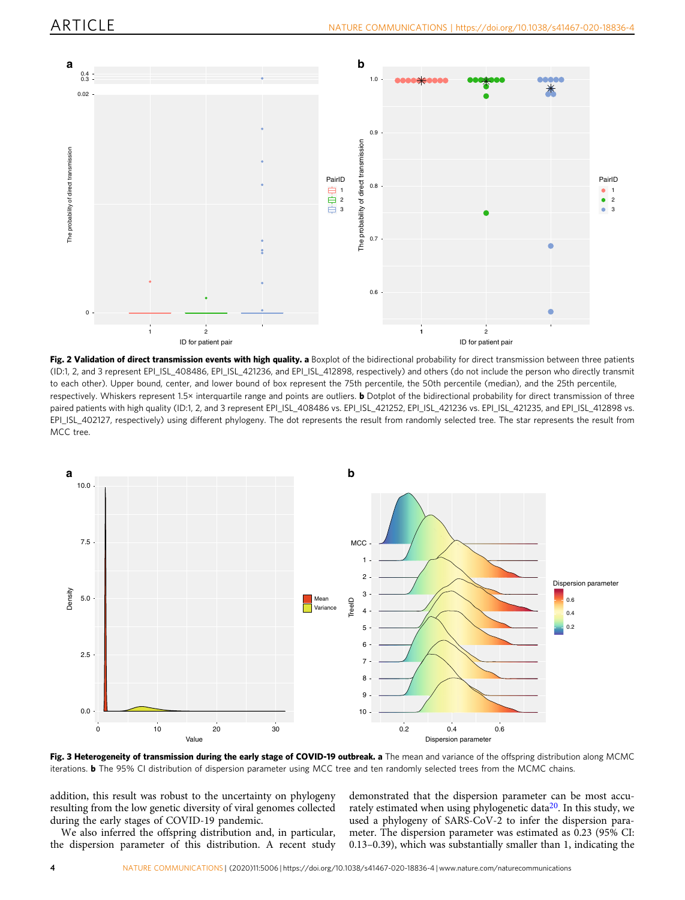**Fig. 2 Validation of direct transmission events with high quality. a** Boxplot of the bidirectional probability for direct transmission between three patients (ID:1, 2, and 3 represent EPI_ISL_408486, EPI_ISL_421236, and EPI_ISL_412898, respectively) and others (do not include the person who directly transmit to each other). Upper bound, center, and lower bound of box represent the 75th percentile, the 50th percentile (median), and the 25th percentile, respectively. Whiskers represent 1.5× interquartile range and points are outliers. **b** Dotplot of the bidirectional probability for direct transmission of three paired patients with high quality (ID:1, 2, and 3 represent EPI_ISL_408486 vs. EPI_ISL_421252, EPI_ISL_421236 vs. EPI_ISL_421235, and EPI_ISL_412898 vs. EPI_ISL_402127, respectively) using different phylogeny. The dot represents the result from randomly selected tree. The star represents the result from MCC tree.

**Fig. 3 Heterogeneity of transmission during the early stage of COVID-19 outbreak. a** The mean and variance of the offspring distribution along MCMC iterations. **b** The 95% CI distribution of dispersion parameter using MCC tree and ten randomly selected trees from the MCMC chains.

addition, this result was robust to the uncertainty on phylogeny resulting from the low genetic diversity of viral genomes collected during the early stages of COVID-19 pandemic.

We also inferred the offspring distribution and, in particular, the dispersion parameter of this distribution. A recent study demonstrated that the dispersion parameter can be most accurately estimated when using phylogenetic data[20]. In this study, we used a phylogeny of SARS-CoV-2 to infer the dispersion parameter. The dispersion parameter was estimated as 0.23 (95% CI: 0.13–0.39), which was substantially smaller than 1, indicating the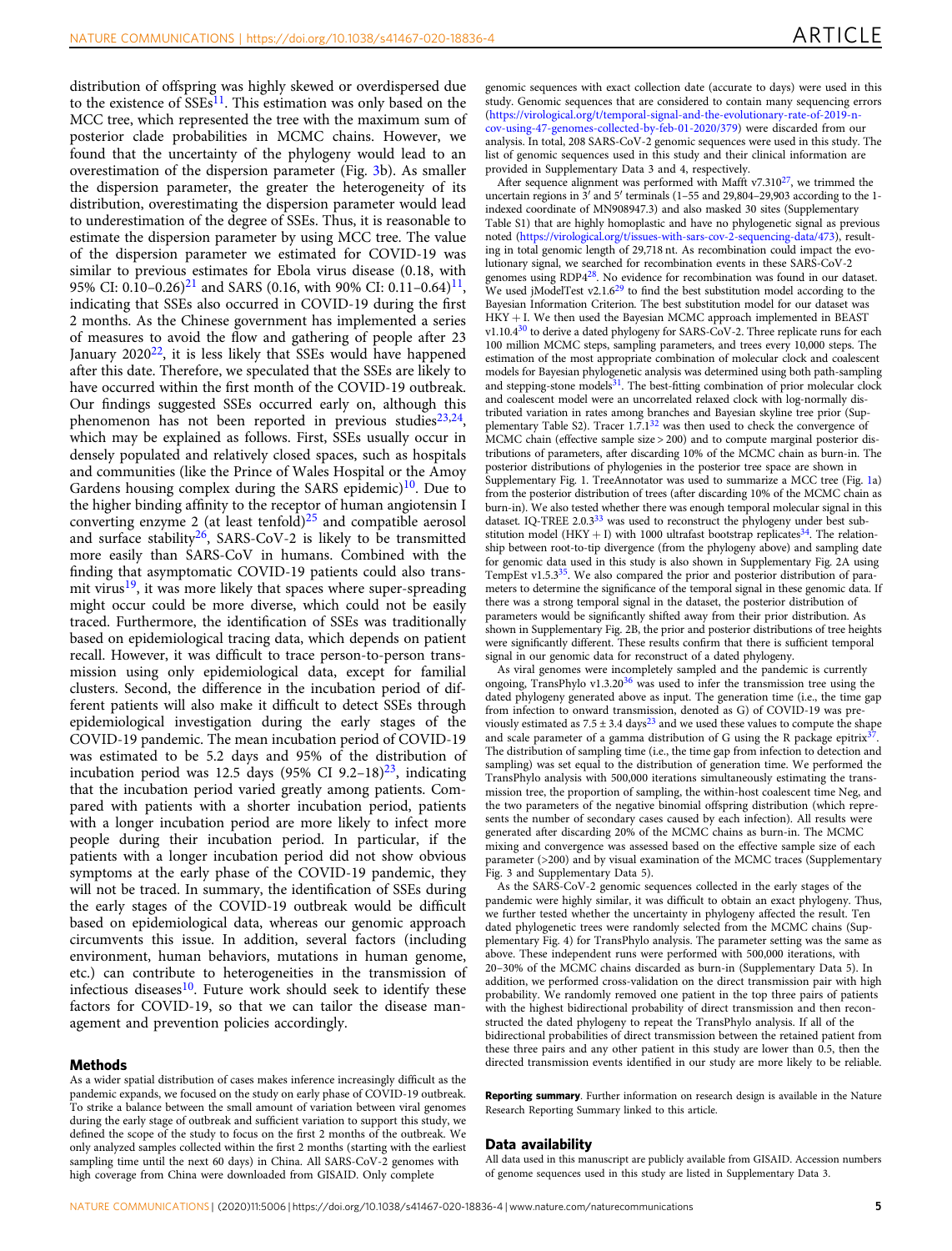distribution of offspring was highly skewed or overdispersed due to the existence of SSEs[11]. This estimation was only based on the MCC tree, which represented the tree with the maximum sum of posterior clade probabilities in MCMC chains. However, we found that the uncertainty of the phylogeny would lead to an overestimation of the dispersion parameter (Fig. 3b). As smaller the dispersion parameter, the greater the heterogeneity of its distribution, overestimating the dispersion parameter would lead to underestimation of the degree of SSEs. Thus, it is reasonable to estimate the dispersion parameter by using MCC tree. The value of the dispersion parameter we estimated for COVID-19 was similar to previous estimates for Ebola virus disease (0.18, with 95% CI: 0.10–0.26)[21] and SARS (0.16, with 90% CI: 0.11–0.64)[11], indicating that SSEs also occurred in COVID-19 during the first 2 months. As the Chinese government has implemented a series of measures to avoid the flow and gathering of people after 23 January 2020[22], it is less likely that SSEs would have happened after this date. Therefore, we speculated that the SSEs are likely to have occurred within the first month of the COVID-19 outbreak. Our findings suggested SSEs occurred early on, although this phenomenon has not been reported in previous studies[23,24], which may be explained as follows. First, SSEs usually occur in densely populated and relatively closed spaces, such as hospitals and communities (like the Prince of Wales Hospital or the Amoy Gardens housing complex during the SARS epidemic)[10]. Due to the higher binding affinity to the receptor of human angiotensin I converting enzyme 2 (at least tenfold)[25] and compatible aerosol and surface stability[26], SARS-CoV-2 is likely to be transmitted more easily than SARS-CoV in humans. Combined with the finding that asymptomatic COVID-19 patients could also transmit virus[19], it was more likely that spaces where super-spreading might occur could be more diverse, which could not be easily traced. Furthermore, the identification of SSEs was traditionally based on epidemiological tracing data, which depends on patient recall. However, it was difficult to trace person-to-person transmission using only epidemiological data, except for familial clusters. Second, the difference in the incubation period of different patients will also make it difficult to detect SSEs through epidemiological investigation during the early stages of the COVID-19 pandemic. The mean incubation period of COVID-19 was estimated to be 5.2 days and 95% of the distribution of incubation period was 12.5 days (95% CI 9.2–18)[23], indicating that the incubation period varied greatly among patients. Compared with patients with a shorter incubation period, patients with a longer incubation period are more likely to infect more people during their incubation period. In particular, if the patients with a longer incubation period did not show obvious symptoms at the early phase of the COVID-19 pandemic, they will not be traced. In summary, the identification of SSEs during the early stages of the COVID-19 outbreak would be difficult based on epidemiological data, whereas our genomic approach circumvents this issue. In addition, several factors (including environment, human behaviors, mutations in human genome, etc.) can contribute to heterogeneities in the transmission of infectious diseases[10]. Future work should seek to identify these factors for COVID-19, so that we can tailor the disease management and prevention policies accordingly.

## Methods

As a wider spatial distribution of cases makes inference increasingly difficult as the pandemic expands, we focused on the study on early phase of COVID-19 outbreak. To strike a balance between the small amount of variation between viral genomes during the early stage of outbreak and sufficient variation to support this study, we defined the scope of the study to focus on the first 2 months of the outbreak. We only analyzed samples collected within the first 2 months (starting with the earliest sampling time until the next 60 days) in China. All SARS-CoV-2 genomes with high coverage from China were downloaded from GISAID. Only complete genomic sequences with exact collection date (accurate to days) were used in this study. Genomic sequences that are considered to contain many sequencing errors (https://virological.org/t/temporal-signal-and-the-evolutionary-rate-of-2019-n-cov-using-47-genomes-collected-by-feb-01-2020/379) were discarded from our analysis. In total, 208 SARS-CoV-2 genomic sequences were used in this study. The list of genomic sequences used in this study and their clinical information are provided in Supplementary Data 3 and 4, respectively.

After sequence alignment was performed with Mafft v7.310[27], we trimmed the uncertain regions in 3′ and 5′ terminals (1–55 and 29,804–29,903 according to the 1-indexed coordinate of MN908947.3) and also masked 30 sites (Supplementary Table S1) that are highly homoplastic and have no phylogenetic signal as previous noted (https://virological.org/t/issues-with-sars-cov-2-sequencing-data/473), resulting in total genomic length of 29,718 nt. As recombination could impact the evolutionary signal, we searched for recombination events in these SARS-CoV-2 genomes using RDP4[28]. No evidence for recombination was found in our dataset. We used jModelTest v2.1.6[29] to find the best substitution model according to the Bayesian Information Criterion. The best substitution model for our dataset was HKY + I. We then used the Bayesian MCMC approach implemented in BEAST v1.10.4[30] to derive a dated phylogeny for SARS-CoV-2. Three replicate runs for each 100 million MCMC steps, sampling parameters, and trees every 10,000 steps. The estimation of the most appropriate combination of molecular clock and coalescent models for Bayesian phylogenetic analysis was determined using both path-sampling and stepping-stone models[31]. The best-fitting combination of prior molecular clock and coalescent model were an uncorrelated relaxed clock with log-normally distributed variation in rates among branches and Bayesian skyline tree prior (Supplementary Table S2). Tracer 1.7.1[32] was then used to check the convergence of MCMC chain (effective sample size > 200) and to compute marginal posterior distributions of parameters, after discarding 10% of the MCMC chain as burn-in. The posterior distributions of phylogenies in the posterior tree space are shown in Supplementary Fig. 1. TreeAnnotator was used to summarize a MCC tree (Fig. 1a) from the posterior distribution of trees (after discarding 10% of the MCMC chain as burn-in). We also tested whether there was enough temporal molecular signal in this dataset. IQ-TREE 2.0.3[33] was used to reconstruct the phylogeny under best substitution model (HKY + I) with 1000 ultrafast bootstrap replicates[34]. The relationship between root-to-tip divergence (from the phylogeny above) and sampling date for genomic data used in this study is also shown in Supplementary Fig. 2A using TempEst v1.5.3[35]. We also compared the prior and posterior distribution of parameters to determine the significance of the temporal signal in these genomic data. If there was a strong temporal signal in the dataset, the posterior distribution of parameters would be significantly shifted away from their prior distribution. As shown in Supplementary Fig. 2B, the prior and posterior distributions of tree heights were significantly different. These results confirm that there is sufficient temporal signal in our genomic data for reconstruct of a dated phylogeny.

As viral genomes were incompletely sampled and the pandemic is currently ongoing, TransPhylo v1.3.20[36] was used to infer the transmission tree using the dated phylogeny generated above as input. The generation time (i.e., the time gap from infection to onward transmission, denoted as G) of COVID-19 was previously estimated as 7.5 ± 3.4 days[23] and we used these values to compute the shape and scale parameter of a gamma distribution of G using the R package epitrix[37]. The distribution of sampling time (i.e., the time gap from infection to detection and sampling) was set equal to the distribution of generation time. We performed the TransPhylo analysis with 500,000 iterations simultaneously estimating the transmission tree, the proportion of sampling, the within-host coalescent time Neg, and the two parameters of the negative binomial offspring distribution (which represents the number of secondary cases caused by each infection). All results were generated after discarding 20% of the MCMC chains as burn-in. The MCMC mixing and convergence was assessed based on the effective sample size of each parameter (>200) and by visual examination of the MCMC traces (Supplementary Fig. 3 and Supplementary Data 5).

As the SARS-CoV-2 genomic sequences collected in the early stages of the pandemic were highly similar, it was difficult to obtain an exact phylogeny. Thus, we further tested whether the uncertainty in phylogeny affected the result. Ten dated phylogenetic trees were randomly selected from the MCMC chains (Supplementary Fig. 4) for TransPhylo analysis. The parameter setting was the same as above. These independent runs were performed with 500,000 iterations, with 20–30% of the MCMC chains discarded as burn-in (Supplementary Data 5). In addition, we performed cross-validation on the direct transmission pair with high probability. We randomly removed one patient in the top three pairs of patients with the highest bidirectional probability of direct transmission and then reconstructed the dated phylogeny to repeat the TransPhylo analysis. If all of the bidirectional probabilities of direct transmission between the retained patient from these three pairs and any other patient in this study are lower than 0.5, then the directed transmission events identified in our study are more likely to be reliable.

**Reporting summary**. Further information on research design is available in the Nature Research Reporting Summary linked to this article.

## Data availability

All data used in this manuscript are publicly available from GISAID. Accession numbers of genome sequences used in this study are listed in Supplementary Data 3.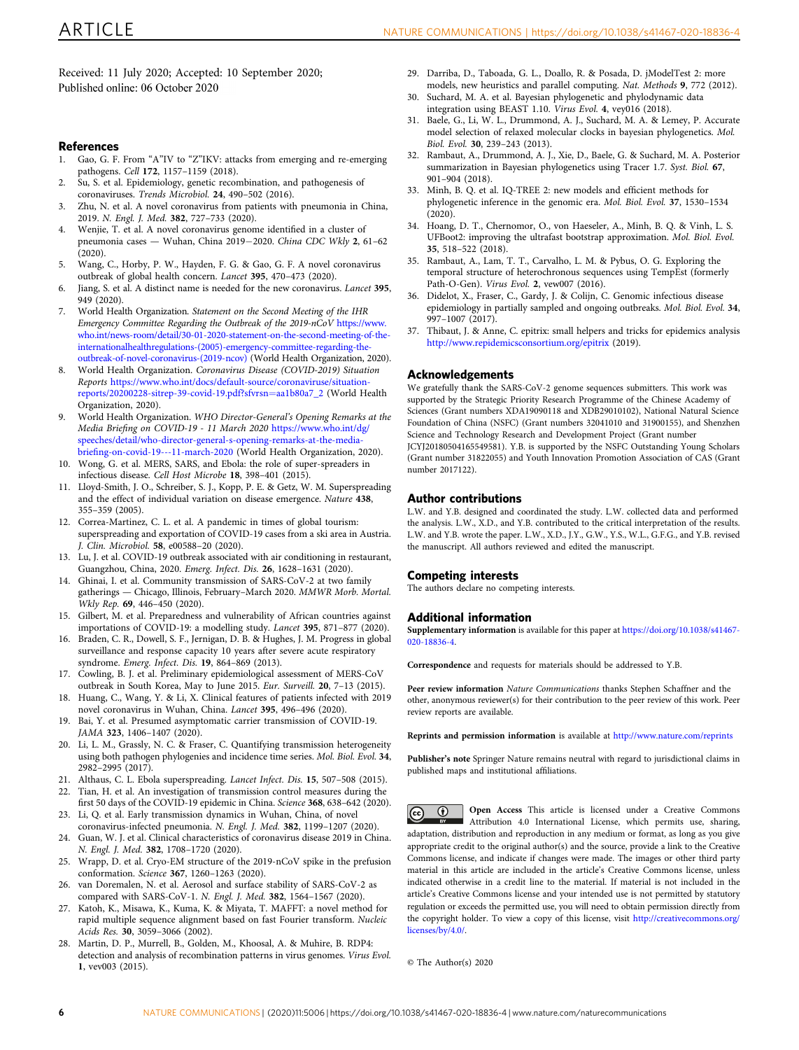Received: 11 July 2020; Accepted: 10 September 2020;
Published online: 06 October 2020

## References

1. Gao, G. F. From "A"IV to "Z"IKV: attacks from emerging and re-emerging pathogens. *Cell* **172**, 1157–1159 (2018).
2. Su, S. et al. Epidemiology, genetic recombination, and pathogenesis of coronaviruses. *Trends Microbiol.* **24**, 490–502 (2016).
3. Zhu, N. et al. A novel coronavirus from patients with pneumonia in China, 2019. *N. Engl. J. Med.* **382**, 727–733 (2020).
4. Wenjie, T. et al. A novel coronavirus genome identified in a cluster of pneumonia cases — Wuhan, China 2019−2020. *China CDC Wkly* **2**, 61–62 (2020).
5. Wang, C., Horby, P. W., Hayden, F. G. & Gao, G. F. A novel coronavirus outbreak of global health concern. *Lancet* **395**, 470–473 (2020).
6. Jiang, S. et al. A distinct name is needed for the new coronavirus. *Lancet* **395**, 949 (2020).
7. World Health Organization. *Statement on the Second Meeting of the IHR Emergency Committee Regarding the Outbreak of the 2019-nCoV* https://www.who.int/news-room/detail/30-01-2020-statement-on-the-second-meeting-of-the-internationalhealthregulations-(2005)-emergency-committee-regarding-the-outbreak-of-novel-coronavirus-(2019-ncov) (World Health Organization, 2020).
8. World Health Organization. *Coronavirus Disease (COVID-2019) Situation Reports* https://www.who.int/docs/default-source/coronaviruse/situation-reports/20200228-sitrep-39-covid-19.pdf?sfvrsn=aa1b80a7_2 (World Health Organization, 2020).
9. World Health Organization. *WHO Director-General's Opening Remarks at the Media Briefing on COVID-19 - 11 March 2020* https://www.who.int/dg/speeches/detail/who-director-general-s-opening-remarks-at-the-media-briefing-on-covid-19---11-march-2020 (World Health Organization, 2020).
10. Wong, G. et al. MERS, SARS, and Ebola: the role of super-spreaders in infectious disease. *Cell Host Microbe* **18**, 398–401 (2015).
11. Lloyd-Smith, J. O., Schreiber, S. J., Kopp, P. E. & Getz, W. M. Superspreading and the effect of individual variation on disease emergence. *Nature* **438**, 355–359 (2005).
12. Correa-Martinez, C. L. et al. A pandemic in times of global tourism: superspreading and exportation of COVID-19 cases from a ski area in Austria. *J. Clin. Microbiol.* **58**, e00588–20 (2020).
13. Lu, J. et al. COVID-19 outbreak associated with air conditioning in restaurant, Guangzhou, China, 2020. *Emerg. Infect. Dis.* **26**, 1628–1631 (2020).
14. Ghinai, I. et al. Community transmission of SARS-CoV-2 at two family gatherings — Chicago, Illinois, February–March 2020. *MMWR Morb. Mortal. Wkly Rep.* **69**, 446–450 (2020).
15. Gilbert, M. et al. Preparedness and vulnerability of African countries against importations of COVID-19: a modelling study. *Lancet* **395**, 871–877 (2020).
16. Braden, C. R., Dowell, S. F., Jernigan, D. B. & Hughes, J. M. Progress in global surveillance and response capacity 10 years after severe acute respiratory syndrome. *Emerg. Infect. Dis.* **19**, 864–869 (2013).
17. Cowling, B. J. et al. Preliminary epidemiological assessment of MERS-CoV outbreak in South Korea, May to June 2015. *Eur. Surveill.* **20**, 7–13 (2015).
18. Huang, C., Wang, Y. & Li, X. Clinical features of patients infected with 2019 novel coronavirus in Wuhan, China. *Lancet* **395**, 496–496 (2020).
19. Bai, Y. et al. Presumed asymptomatic carrier transmission of COVID-19. *JAMA* **323**, 1406–1407 (2020).
20. Li, L. M., Grassly, N. C. & Fraser, C. Quantifying transmission heterogeneity using both pathogen phylogenies and incidence time series. *Mol. Biol. Evol.* **34**, 2982–2995 (2017).
21. Althaus, C. L. Ebola superspreading. *Lancet Infect. Dis.* **15**, 507–508 (2015).
22. Tian, H. et al. An investigation of transmission control measures during the first 50 days of the COVID-19 epidemic in China. *Science* **368**, 638–642 (2020).
23. Li, Q. et al. Early transmission dynamics in Wuhan, China, of novel coronavirus-infected pneumonia. *N. Engl. J. Med.* **382**, 1199–1207 (2020).
24. Guan, W. J. et al. Clinical characteristics of coronavirus disease 2019 in China. *N. Engl. J. Med.* **382**, 1708–1720 (2020).
25. Wrapp, D. et al. Cryo-EM structure of the 2019-nCoV spike in the prefusion conformation. *Science* **367**, 1260–1263 (2020).
26. van Doremalen, N. et al. Aerosol and surface stability of SARS-CoV-2 as compared with SARS-CoV-1. *N. Engl. J. Med.* **382**, 1564–1567 (2020).
27. Katoh, K., Misawa, K., Kuma, K. & Miyata, T. MAFFT: a novel method for rapid multiple sequence alignment based on fast Fourier transform. *Nucleic Acids Res.* **30**, 3059–3066 (2002).
28. Martin, D. P., Murrell, B., Golden, M., Khoosal, A. & Muhire, B. RDP4: detection and analysis of recombination patterns in virus genomes. *Virus Evol.* **1**, vev003 (2015).
29. Darriba, D., Taboada, G. L., Doallo, R. & Posada, D. jModelTest 2: more models, new heuristics and parallel computing. *Nat. Methods* **9**, 772 (2012).
30. Suchard, M. A. et al. Bayesian phylogenetic and phylodynamic data integration using BEAST 1.10. *Virus Evol.* **4**, vey016 (2018).
31. Baele, G., Li, W. L., Drummond, A. J., Suchard, M. A. & Lemey, P. Accurate model selection of relaxed molecular clocks in bayesian phylogenetics. *Mol. Biol. Evol.* **30**, 239–243 (2013).
32. Rambaut, A., Drummond, A. J., Xie, D., Baele, G. & Suchard, M. A. Posterior summarization in Bayesian phylogenetics using Tracer 1.7. *Syst. Biol.* **67**, 901–904 (2018).
33. Minh, B. Q. et al. IQ-TREE 2: new models and efficient methods for phylogenetic inference in the genomic era. *Mol. Biol. Evol.* **37**, 1530–1534 (2020).
34. Hoang, D. T., Chernomor, O., von Haeseler, A., Minh, B. Q. & Vinh, L. S. UFBoot2: improving the ultrafast bootstrap approximation. *Mol. Biol. Evol.* **35**, 518–522 (2018).
35. Rambaut, A., Lam, T. T., Carvalho, L. M. & Pybus, O. G. Exploring the temporal structure of heterochronous sequences using TempEst (formerly Path-O-Gen). *Virus Evol.* **2**, vew007 (2016).
36. Didelot, X., Fraser, C., Gardy, J. & Colijn, C. Genomic infectious disease epidemiology in partially sampled and ongoing outbreaks. *Mol. Biol. Evol.* **34**, 997–1007 (2017).
37. Thibaut, J. & Anne, C. epitrix: small helpers and tricks for epidemics analysis http://www.repidemicsconsortium.org/epitrix (2019).

## Acknowledgements

We gratefully thank the SARS-CoV-2 genome sequences submitters. This work was supported by the Strategic Priority Research Programme of the Chinese Academy of Sciences (Grant numbers XDA19090118 and XDB29010102), National Natural Science Foundation of China (NSFC) (Grant numbers 32041010 and 31900155), and Shenzhen Science and Technology Research and Development Project (Grant number JCYJ20180504165549581). Y.B. is supported by the NSFC Outstanding Young Scholars (Grant number 31822055) and Youth Innovation Promotion Association of CAS (Grant number 2017122).

## Author contributions

L.W. and Y.B. designed and coordinated the study. L.W. collected data and performed the analysis. L.W., X.D., and Y.B. contributed to the critical interpretation of the results. L.W. and Y.B. wrote the paper. L.W., X.D., J.Y., G.W., Y.S., W.L., G.F.G., and Y.B. revised the manuscript. All authors reviewed and edited the manuscript.

## Competing interests

The authors declare no competing interests.

## Additional information

**Supplementary information** is available for this paper at https://doi.org/10.1038/s41467-020-18836-4.

**Correspondence** and requests for materials should be addressed to Y.B.

**Peer review information** *Nature Communications* thanks Stephen Schaffner and the other, anonymous reviewer(s) for their contribution to the peer review of this work. Peer review reports are available.

**Reprints and permission information** is available at http://www.nature.com/reprints

**Publisher's note** Springer Nature remains neutral with regard to jurisdictional claims in published maps and institutional affiliations.

**Open Access** This article is licensed under a Creative Commons Attribution 4.0 International License, which permits use, sharing, adaptation, distribution and reproduction in any medium or format, as long as you give appropriate credit to the original author(s) and the source, provide a link to the Creative Commons license, and indicate if changes were made. The images or other third party material in this article are included in the article's Creative Commons license, unless indicated otherwise in a credit line to the material. If material is not included in the article's Creative Commons license and your intended use is not permitted by statutory regulation or exceeds the permitted use, you will need to obtain permission directly from the copyright holder. To view a copy of this license, visit http://creativecommons.org/licenses/by/4.0/.

© The Author(s) 2020